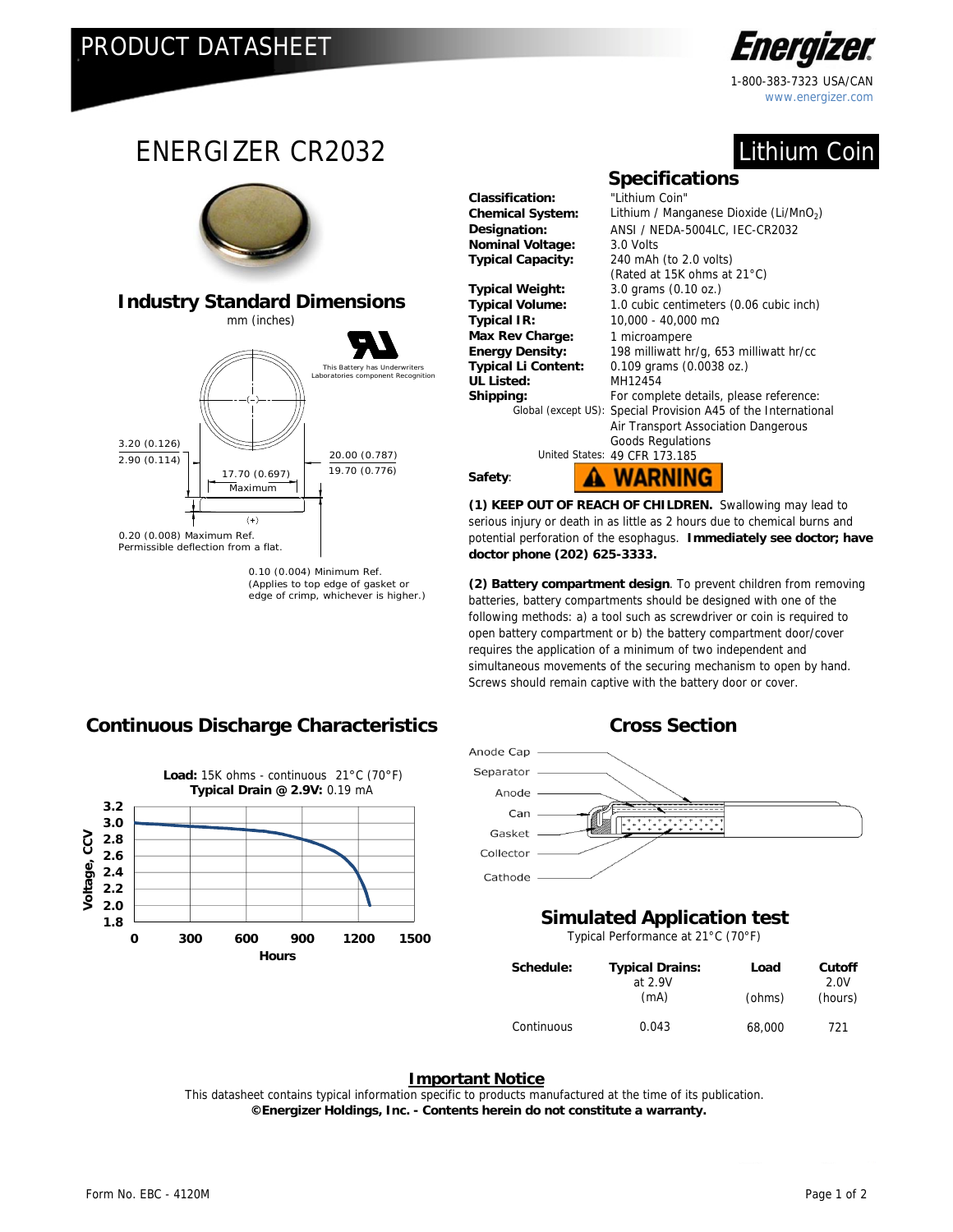PRODUCT DATASHEET

**Energizer**

1-800-383-7323 USA/CAN
www.energizer.com

# ENERGIZER CR2032

Lithium Coin

## Industry Standard Dimensions

mm (inches)

This Battery has Underwriters Laboratories component Recognition

3.20 (0.126)
2.90 (0.114)

17.70 (0.697) Maximum

20.00 (0.787)
19.70 (0.776)

0.20 (0.008) Maximum Ref. Permissible deflection from a flat.

0.10 (0.004) Minimum Ref. (Applies to top edge of gasket or edge of crimp, whichever is higher.)

## Specifications

**Classification:** "Lithium Coin"
**Chemical System:** Lithium / Manganese Dioxide (Li/$MnO_2$)
**Designation:** ANSI / NEDA-5004LC, IEC-CR2032
**Nominal Voltage:** 3.0 Volts
**Typical Capacity:** 240 mAh (to 2.0 volts) (Rated at 15K ohms at 21°C)
**Typical Weight:** 3.0 grams (0.10 oz.)
**Typical Volume:** 1.0 cubic centimeters (0.06 cubic inch)
**Typical IR:** 10,000 - 40,000 mΩ
**Max Rev Charge:** 1 microampere
**Energy Density:** 198 milliwatt hr/g, 653 milliwatt hr/cc
**Typical Li Content:** 0.109 grams (0.0038 oz.)
**UL Listed:** MH12454
**Shipping:** For complete details, please reference:
Global (except US): Special Provision A45 of the International Air Transport Association Dangerous Goods Regulations
United States: 49 CFR 173.185

**Safety**: ⚠ WARNING

**(1) KEEP OUT OF REACH OF CHILDREN.** Swallowing may lead to serious injury or death in as little as 2 hours due to chemical burns and potential perforation of the esophagus. **Immediately see doctor; have doctor phone (202) 625-3333.**

**(2) Battery compartment design**. To prevent children from removing batteries, battery compartments should be designed with one of the following methods: a) a tool such as screwdriver or coin is required to open battery compartment or b) the battery compartment door/cover requires the application of a minimum of two independent and simultaneous movements of the securing mechanism to open by hand. Screws should remain captive with the battery door or cover.

## Continuous Discharge Characteristics

**Load:** 15K ohms - continuous 21°C (70°F)
**Typical Drain @ 2.9V:** 0.19 mA

Voltage, CCV (1.8 – 3.2) vs. Hours (0 – 1500)

## Cross Section

Anode Cap, Separator, Anode, Can, Gasket, Collector, Cathode

## Simulated Application test

Typical Performance at 21°C (70°F)

| Schedule: | Typical Drains: at 2.9V (mA) | Load (ohms) | Cutoff 2.0V (hours) |
|---|---|---|---|
| Continuous | 0.043 | 68,000 | 721 |

**Important Notice**

This datasheet contains typical information specific to products manufactured at the time of its publication.
**©Energizer Holdings, Inc. - Contents herein do not constitute a warranty.**

Form No. EBC - 4120M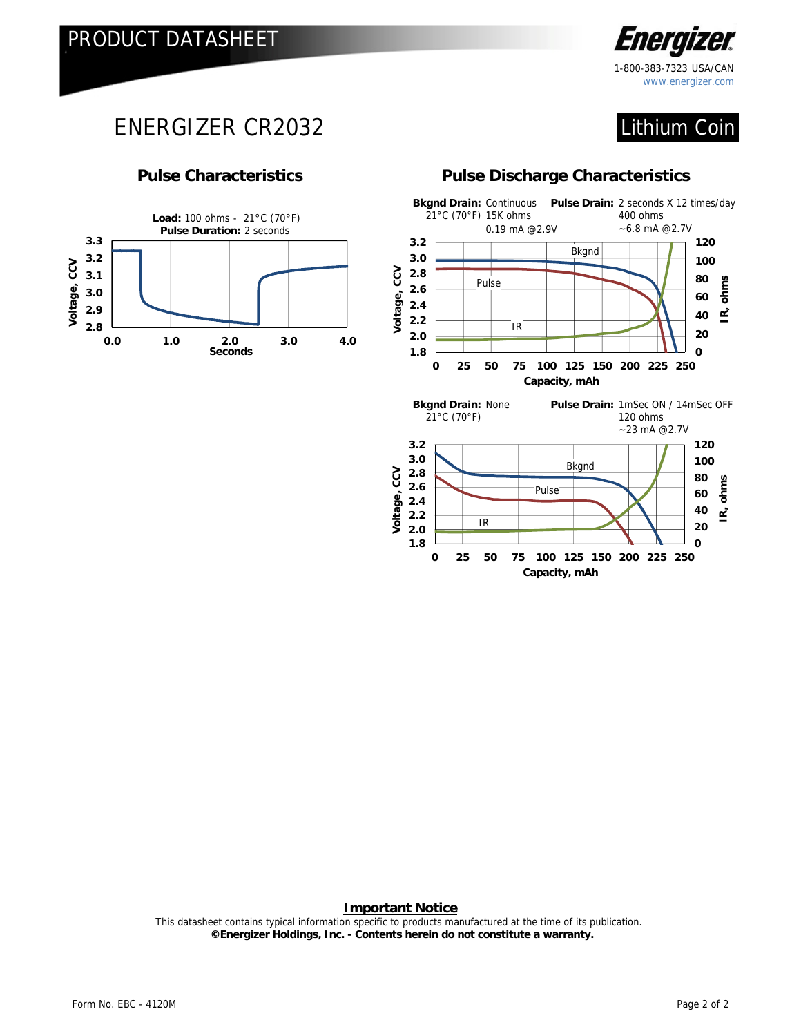# ENERGIZER CR2032

Lithium Coin

## Pulse Characteristics

**Load:** 100 ohms - 21°C (70°F)
**Pulse Duration:** 2 seconds

Voltage, CCV
3.3
3.2
3.1
3.0
2.9
2.8

0.0 1.0 2.0 3.0 4.0
Seconds

## Pulse Discharge Characteristics

**Bkgnd Drain:** Continuous
21°C (70°F) 15K ohms
0.19 mA @2.9V

**Pulse Drain:** 2 seconds X 12 times/day
400 ohms
~6.8 mA @2.7V

Voltage, CCV
3.2
3.0
2.8
2.6
2.4
2.2
2.0
1.8

Bkgnd
Pulse
IR

IR, ohms
120
100
80
60
40
20
0

0 25 50 75 100 125 150 200 225 250
Capacity, mAh

**Bkgnd Drain:** None
21°C (70°F)

**Pulse Drain:** 1mSec ON / 14mSec OFF
120 ohms
~23 mA @2.7V

Voltage, CCV
3.2
3.0
2.8
2.6
2.4
2.2
2.0
1.8

Bkgnd
Pulse
IR

IR, ohms
120
100
80
60
40
20
0

0 25 50 75 100 125 150 200 225 250
Capacity, mAh

**Important Notice**

This datasheet contains typical information specific to products manufactured at the time of its publication.
**©Energizer Holdings, Inc. - Contents herein do not constitute a warranty.**